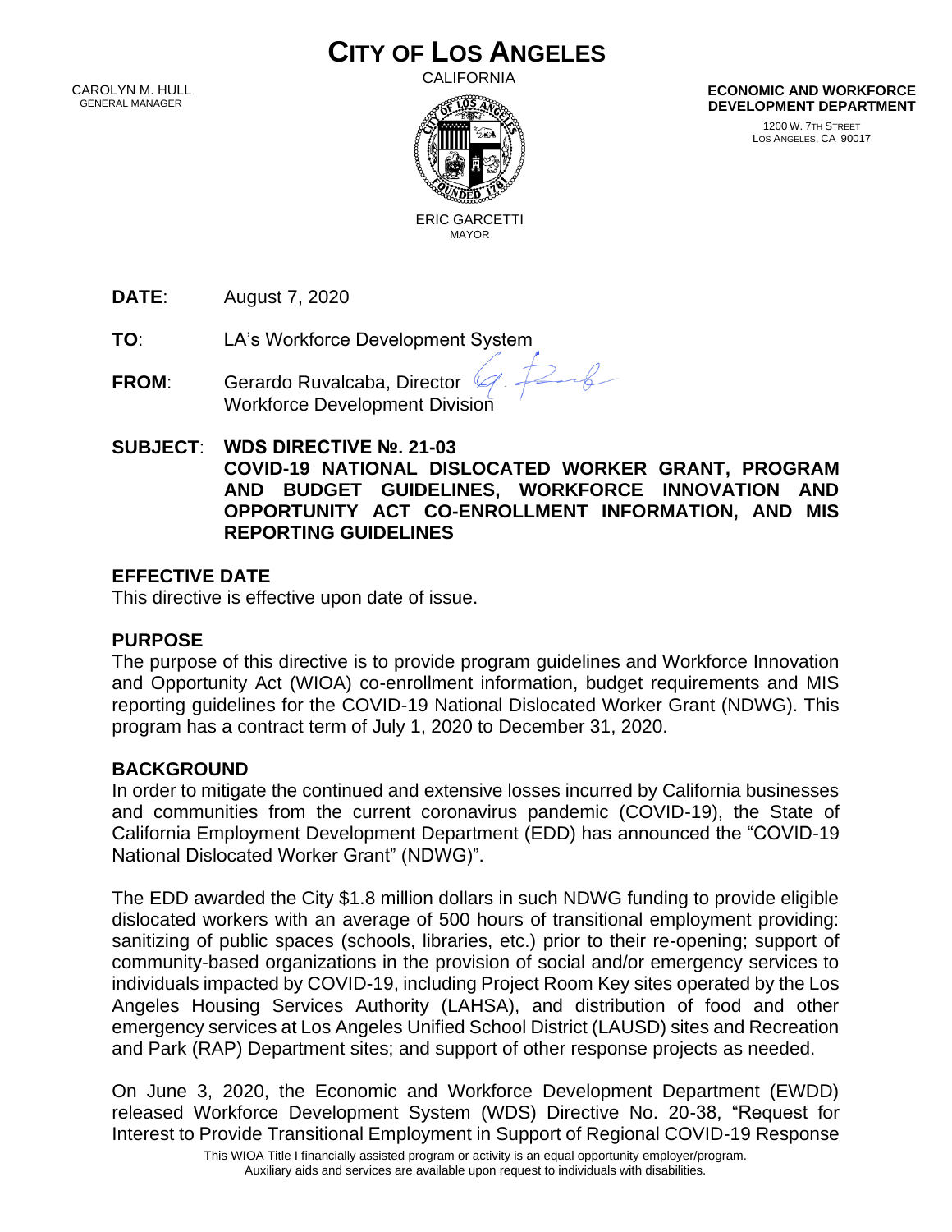# CITY OF LOS ANGELES

CALIFORNIA

CAROLYN M. HULL
GENERAL MANAGER

ERIC GARCETTI
MAYOR

**ECONOMIC AND WORKFORCE DEVELOPMENT DEPARTMENT**

1200 W. 7TH STREET
LOS ANGELES, CA 90017

**DATE**: August 7, 2020

**TO**: LA's Workforce Development System

**FROM**: Gerardo Ruvalcaba, Director
Workforce Development Division

**SUBJECT**: **WDS DIRECTIVE №. 21-03**
**COVID-19 NATIONAL DISLOCATED WORKER GRANT, PROGRAM AND BUDGET GUIDELINES, WORKFORCE INNOVATION AND OPPORTUNITY ACT CO-ENROLLMENT INFORMATION, AND MIS REPORTING GUIDELINES**

## EFFECTIVE DATE

This directive is effective upon date of issue.

## PURPOSE

The purpose of this directive is to provide program guidelines and Workforce Innovation and Opportunity Act (WIOA) co-enrollment information, budget requirements and MIS reporting guidelines for the COVID-19 National Dislocated Worker Grant (NDWG). This program has a contract term of July 1, 2020 to December 31, 2020.

## BACKGROUND

In order to mitigate the continued and extensive losses incurred by California businesses and communities from the current coronavirus pandemic (COVID-19), the State of California Employment Development Department (EDD) has announced the "COVID-19 National Dislocated Worker Grant" (NDWG)".

The EDD awarded the City $1.8 million dollars in such NDWG funding to provide eligible dislocated workers with an average of 500 hours of transitional employment providing: sanitizing of public spaces (schools, libraries, etc.) prior to their re-opening; support of community-based organizations in the provision of social and/or emergency services to individuals impacted by COVID-19, including Project Room Key sites operated by the Los Angeles Housing Services Authority (LAHSA), and distribution of food and other emergency services at Los Angeles Unified School District (LAUSD) sites and Recreation and Park (RAP) Department sites; and support of other response projects as needed.

On June 3, 2020, the Economic and Workforce Development Department (EWDD) released Workforce Development System (WDS) Directive No. 20-38, "Request for Interest to Provide Transitional Employment in Support of Regional COVID-19 Response

This WIOA Title I financially assisted program or activity is an equal opportunity employer/program.
Auxiliary aids and services are available upon request to individuals with disabilities.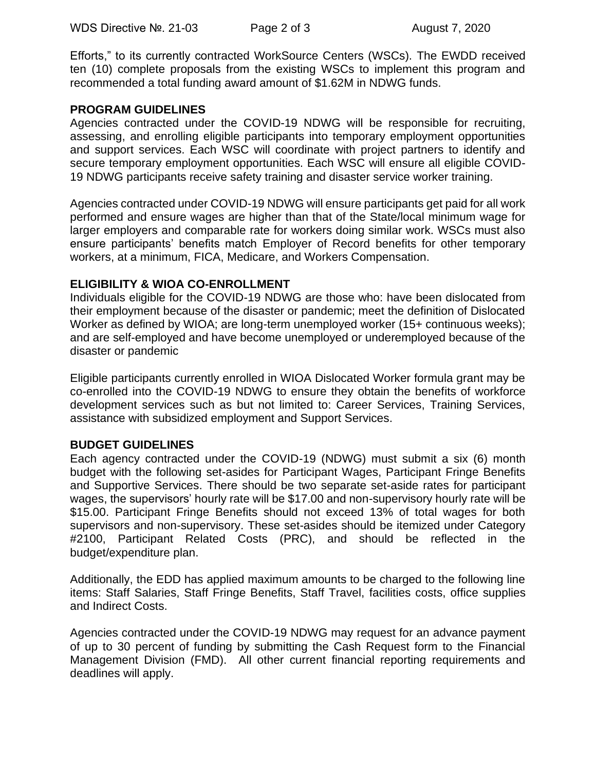Efforts," to its currently contracted WorkSource Centers (WSCs). The EWDD received ten (10) complete proposals from the existing WSCs to implement this program and recommended a total funding award amount of $1.62M in NDWG funds.

**PROGRAM GUIDELINES**

Agencies contracted under the COVID-19 NDWG will be responsible for recruiting, assessing, and enrolling eligible participants into temporary employment opportunities and support services. Each WSC will coordinate with project partners to identify and secure temporary employment opportunities. Each WSC will ensure all eligible COVID-19 NDWG participants receive safety training and disaster service worker training.

Agencies contracted under COVID-19 NDWG will ensure participants get paid for all work performed and ensure wages are higher than that of the State/local minimum wage for larger employers and comparable rate for workers doing similar work. WSCs must also ensure participants' benefits match Employer of Record benefits for other temporary workers, at a minimum, FICA, Medicare, and Workers Compensation.

**ELIGIBILITY & WIOA CO-ENROLLMENT**

Individuals eligible for the COVID-19 NDWG are those who: have been dislocated from their employment because of the disaster or pandemic; meet the definition of Dislocated Worker as defined by WIOA; are long-term unemployed worker (15+ continuous weeks); and are self-employed and have become unemployed or underemployed because of the disaster or pandemic

Eligible participants currently enrolled in WIOA Dislocated Worker formula grant may be co-enrolled into the COVID-19 NDWG to ensure they obtain the benefits of workforce development services such as but not limited to: Career Services, Training Services, assistance with subsidized employment and Support Services.

**BUDGET GUIDELINES**

Each agency contracted under the COVID-19 (NDWG) must submit a six (6) month budget with the following set-asides for Participant Wages, Participant Fringe Benefits and Supportive Services. There should be two separate set-aside rates for participant wages, the supervisors' hourly rate will be $17.00 and non-supervisory hourly rate will be $15.00. Participant Fringe Benefits should not exceed 13% of total wages for both supervisors and non-supervisory. These set-asides should be itemized under Category #2100, Participant Related Costs (PRC), and should be reflected in the budget/expenditure plan.

Additionally, the EDD has applied maximum amounts to be charged to the following line items: Staff Salaries, Staff Fringe Benefits, Staff Travel, facilities costs, office supplies and Indirect Costs.

Agencies contracted under the COVID-19 NDWG may request for an advance payment of up to 30 percent of funding by submitting the Cash Request form to the Financial Management Division (FMD). All other current financial reporting requirements and deadlines will apply.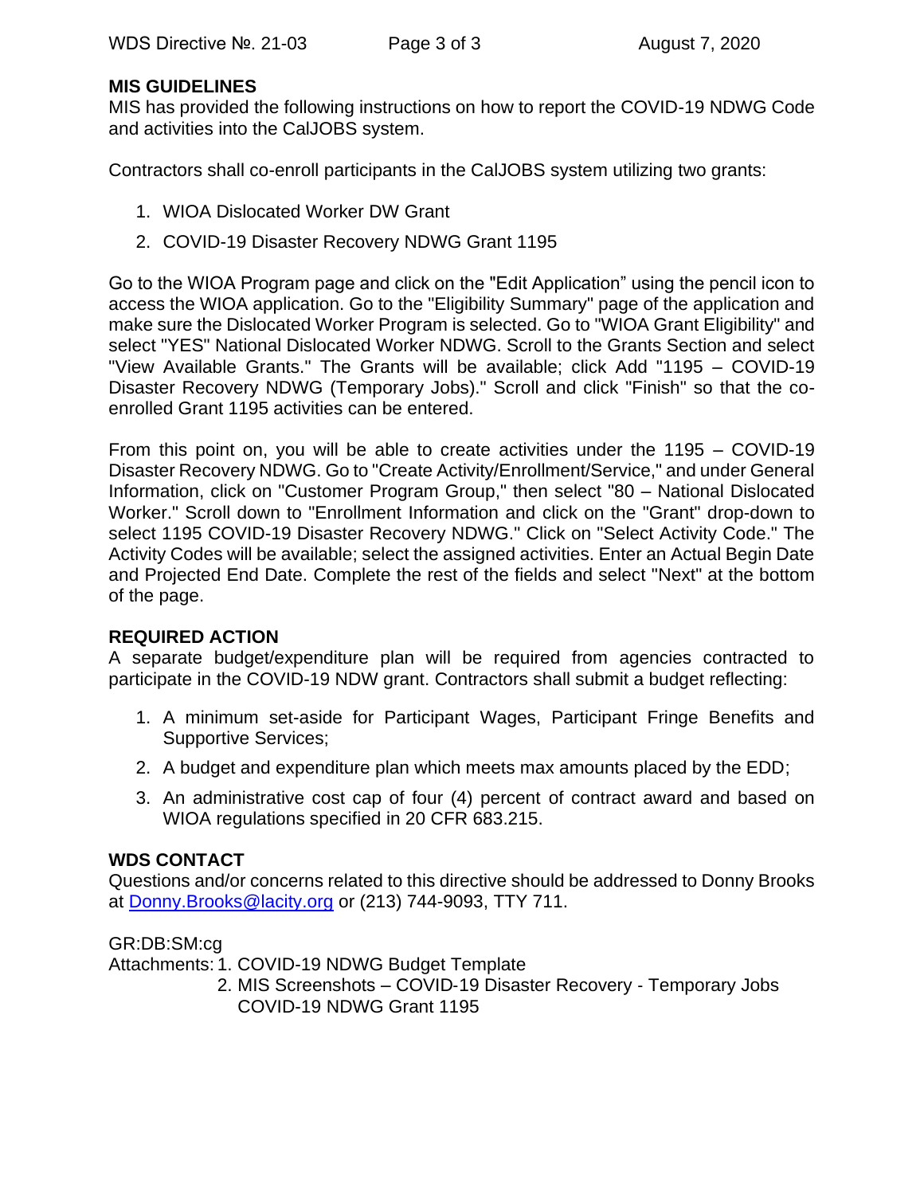**MIS GUIDELINES**

MIS has provided the following instructions on how to report the COVID-19 NDWG Code and activities into the CalJOBS system.

Contractors shall co-enroll participants in the CalJOBS system utilizing two grants:

1. WIOA Dislocated Worker DW Grant
2. COVID-19 Disaster Recovery NDWG Grant 1195

Go to the WIOA Program page and click on the "Edit Application" using the pencil icon to access the WIOA application. Go to the "Eligibility Summary" page of the application and make sure the Dislocated Worker Program is selected. Go to "WIOA Grant Eligibility" and select "YES" National Dislocated Worker NDWG. Scroll to the Grants Section and select "View Available Grants." The Grants will be available; click Add "1195 – COVID-19 Disaster Recovery NDWG (Temporary Jobs)." Scroll and click "Finish" so that the co-enrolled Grant 1195 activities can be entered.

From this point on, you will be able to create activities under the 1195 – COVID-19 Disaster Recovery NDWG. Go to "Create Activity/Enrollment/Service," and under General Information, click on "Customer Program Group," then select "80 – National Dislocated Worker." Scroll down to "Enrollment Information and click on the "Grant" drop-down to select 1195 COVID-19 Disaster Recovery NDWG." Click on "Select Activity Code." The Activity Codes will be available; select the assigned activities. Enter an Actual Begin Date and Projected End Date. Complete the rest of the fields and select "Next" at the bottom of the page.

**REQUIRED ACTION**

A separate budget/expenditure plan will be required from agencies contracted to participate in the COVID-19 NDW grant. Contractors shall submit a budget reflecting:

1. A minimum set-aside for Participant Wages, Participant Fringe Benefits and Supportive Services;
2. A budget and expenditure plan which meets max amounts placed by the EDD;
3. An administrative cost cap of four (4) percent of contract award and based on WIOA regulations specified in 20 CFR 683.215.

**WDS CONTACT**

Questions and/or concerns related to this directive should be addressed to Donny Brooks at Donny.Brooks@lacity.org or (213) 744-9093, TTY 711.

GR:DB:SM:cg

Attachments: 1. COVID-19 NDWG Budget Template
2. MIS Screenshots – COVID-19 Disaster Recovery - Temporary Jobs COVID-19 NDWG Grant 1195